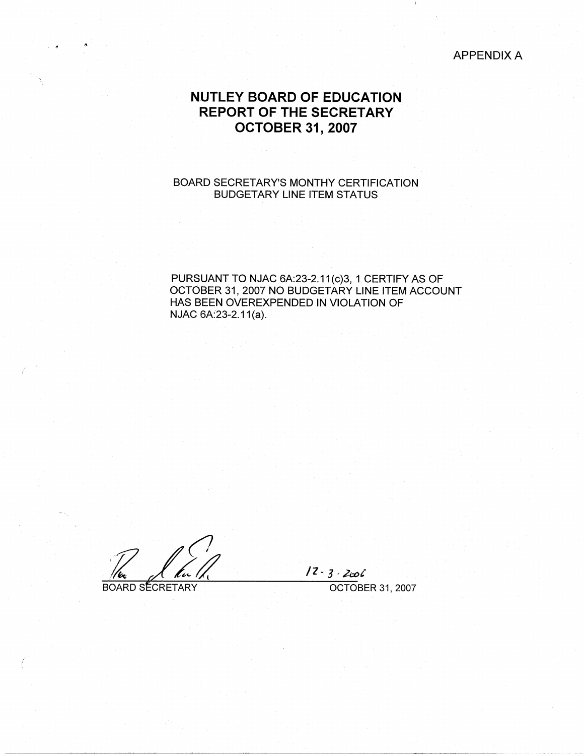APPENDIX A

# NUTLEY BOARD OF EDUCATION
# REPORT OF THE SECRETARY
# OCTOBER 31, 2007

BOARD SECRETARY'S MONTHY CERTIFICATION
BUDGETARY LINE ITEM STATUS

PURSUANT TO NJAC 6A:23-2.11(c)3, 1 CERTIFY AS OF OCTOBER 31, 2007 NO BUDGETARY LINE ITEM ACCOUNT HAS BEEN OVEREXPENDED IN VIOLATION OF NJAC 6A:23-2.11(a).

BOARD SECRETARY

12-3-2006

OCTOBER 31, 2007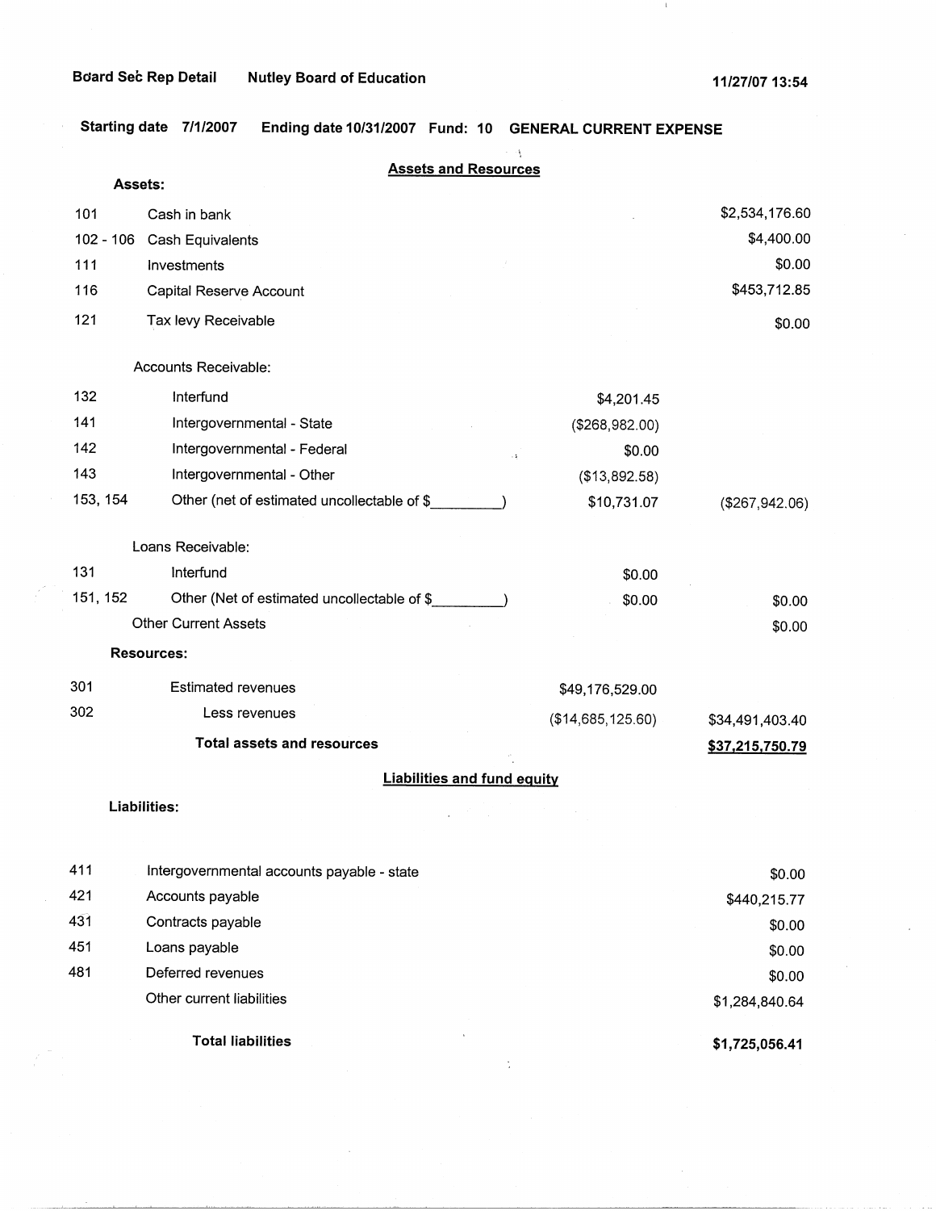Board Sec Rep Detail  Nutley Board of Education  11/27/07 13:54

**Starting date 7/1/2007  Ending date 10/31/2007  Fund: 10  GENERAL CURRENT EXPENSE**

## Assets and Resources

**Assets:**

| Code | Description | | Amount |
|---|---|---|---|
| 101 | Cash in bank | | $2,534,176.60 |
| 102 - 106 | Cash Equivalents | | $4,400.00 |
| 111 | Investments | | $0.00 |
| 116 | Capital Reserve Account | | $453,712.85 |
| 121 | Tax levy Receivable | | $0.00 |
| | Accounts Receivable: | | |
| 132 | Interfund | $4,201.45 | |
| 141 | Intergovernmental - State | ($268,982.00) | |
| 142 | Intergovernmental - Federal | $0.00 | |
| 143 | Intergovernmental - Other | ($13,892.58) | |
| 153, 154 | Other (net of estimated uncollectable of $_________) | $10,731.07 | ($267,942.06) |
| | Loans Receivable: | | |
| 131 | Interfund | $0.00 | |
| 151, 152 | Other (Net of estimated uncollectable of $_________) | $0.00 | $0.00 |
| | Other Current Assets | | $0.00 |

**Resources:**

| Code | Description | | Amount |
|---|---|---|---|
| 301 | Estimated revenues | $49,176,529.00 | |
| 302 | Less revenues | ($14,685,125.60) | $34,491,403.40 |
| | **Total assets and resources** | | **$37,215,750.79** |

## Liabilities and fund equity

**Liabilities:**

| Code | Description | Amount |
|---|---|---|
| 411 | Intergovernmental accounts payable - state | $0.00 |
| 421 | Accounts payable | $440,215.77 |
| 431 | Contracts payable | $0.00 |
| 451 | Loans payable | $0.00 |
| 481 | Deferred revenues | $0.00 |
| | Other current liabilities | $1,284,840.64 |
| | **Total liabilities** | **$1,725,056.41** |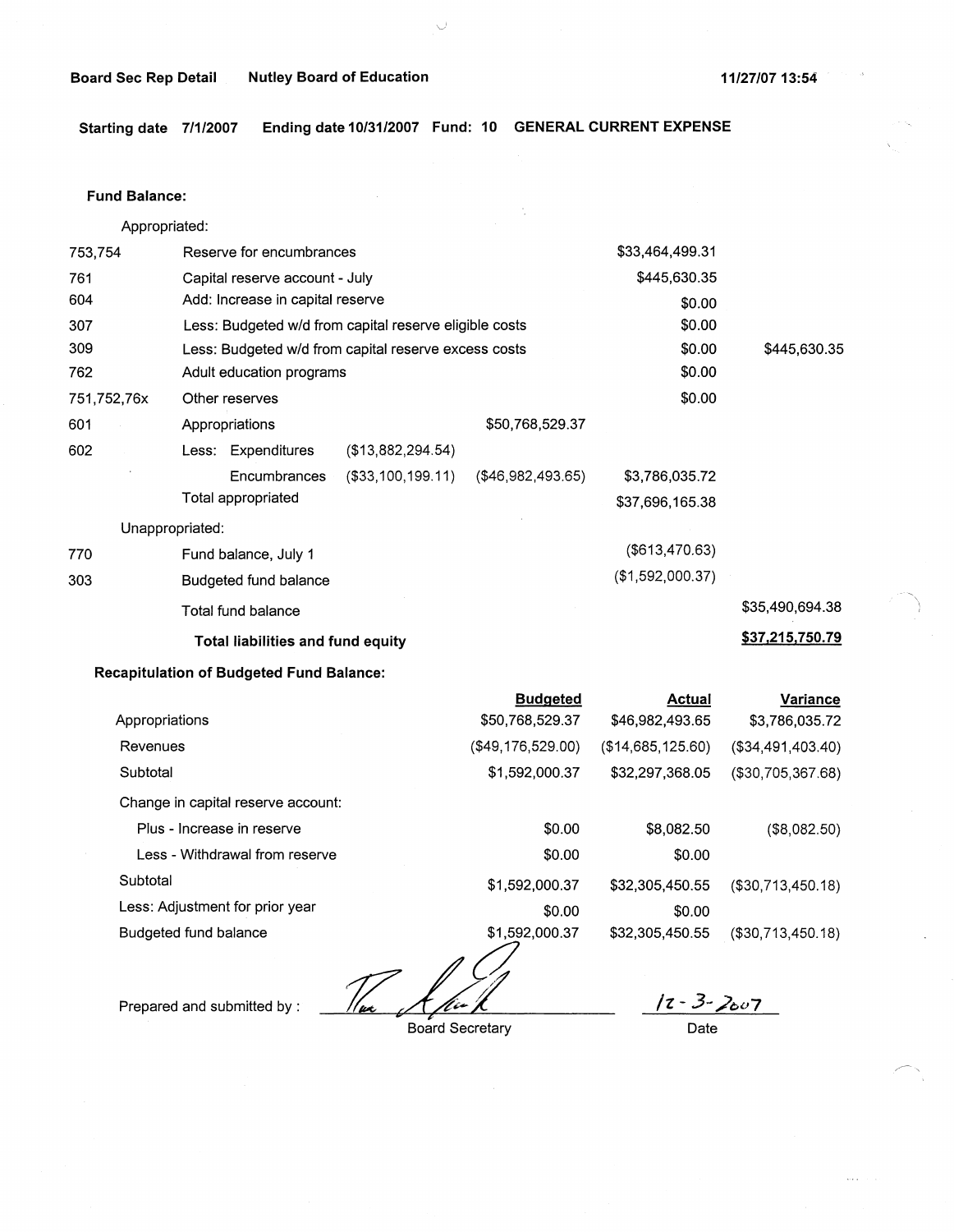**Board Sec Rep Detail** **Nutley Board of Education** **11/27/07 13:54**

**Starting date 7/1/2007 Ending date 10/31/2007 Fund: 10 GENERAL CURRENT EXPENSE**

**Fund Balance:**

| | | | | | |
|---|---|---|---|---|---|
| Appropriated: | | | | | |
| 753,754 | Reserve for encumbrances | | | $33,464,499.31 | |
| 761 | Capital reserve account - July | | | $445,630.35 | |
| 604 | Add: Increase in capital reserve | | | $0.00 | |
| 307 | Less: Budgeted w/d from capital reserve eligible costs | | | $0.00 | |
| 309 | Less: Budgeted w/d from capital reserve excess costs | | | $0.00 | $445,630.35 |
| 762 | Adult education programs | | | $0.00 | |
| 751,752,76x | Other reserves | | | $0.00 | |
| 601 | Appropriations | | $50,768,529.37 | | |
| 602 | Less: Expenditures | ($13,882,294.54) | | | |
| | Encumbrances | ($33,100,199.11) | ($46,982,493.65) | $3,786,035.72 | |
| | Total appropriated | | | $37,696,165.38 | |
| Unappropriated: | | | | | |
| 770 | Fund balance, July 1 | | | ($613,470.63) | |
| 303 | Budgeted fund balance | | | ($1,592,000.37) | |
| | Total fund balance | | | | $35,490,694.38 |
| | **Total liabilities and fund equity** | | | | **$37,215,750.79** |

**Recapitulation of Budgeted Fund Balance:**

| | Budgeted | Actual | Variance |
|---|---|---|---|
| Appropriations | $50,768,529.37 | $46,982,493.65 | $3,786,035.72 |
| Revenues | ($49,176,529.00) | ($14,685,125.60) | ($34,491,403.40) |
| Subtotal | $1,592,000.37 | $32,297,368.05 | ($30,705,367.68) |
| Change in capital reserve account: | | | |
| Plus - Increase in reserve | $0.00 | $8,082.50 | ($8,082.50) |
| Less - Withdrawal from reserve | $0.00 | $0.00 | |
| Subtotal | $1,592,000.37 | $32,305,450.55 | ($30,713,450.18) |
| Less: Adjustment for prior year | $0.00 | $0.00 | |
| Budgeted fund balance | $1,592,000.37 | $32,305,450.55 | ($30,713,450.18) |

Prepared and submitted by : _______________ 12-3-2007

Board Secretary Date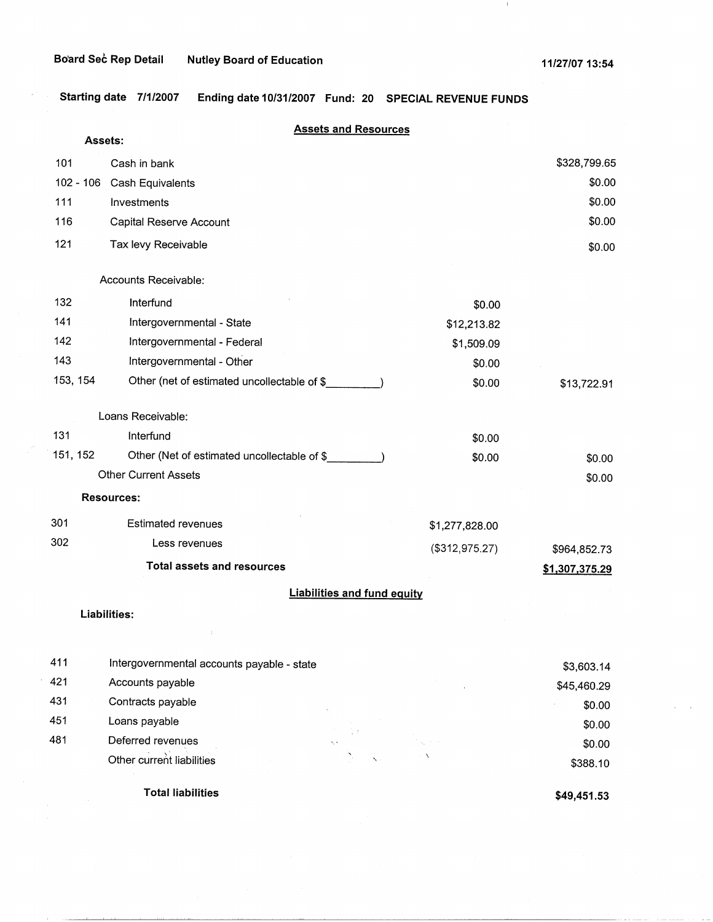Board Sec Rep Detail Nutley Board of Education 11/27/07 13:54

**Starting date 7/1/2007 Ending date 10/31/2007 Fund: 20 SPECIAL REVENUE FUNDS**

## Assets and Resources

**Assets:**

| Code | Description | | Amount |
|---|---|---|---|
| 101 | Cash in bank | | $328,799.65 |
| 102 - 106 | Cash Equivalents | | $0.00 |
| 111 | Investments | | $0.00 |
| 116 | Capital Reserve Account | | $0.00 |
| 121 | Tax levy Receivable | | $0.00 |
| | Accounts Receivable: | | |
| 132 | Interfund | $0.00 | |
| 141 | Intergovernmental - State | $12,213.82 | |
| 142 | Intergovernmental - Federal | $1,509.09 | |
| 143 | Intergovernmental - Other | $0.00 | |
| 153, 154 | Other (net of estimated uncollectable of $_________) | $0.00 | $13,722.91 |
| | Loans Receivable: | | |
| 131 | Interfund | $0.00 | |
| 151, 152 | Other (Net of estimated uncollectable of $_________) | $0.00 | $0.00 |
| | Other Current Assets | | $0.00 |
| | **Resources:** | | |
| 301 | Estimated revenues | $1,277,828.00 | |
| 302 | Less revenues | ($312,975.27) | $964,852.73 |
| | **Total assets and resources** | | **$1,307,375.29** |

## Liabilities and fund equity

**Liabilities:**

| Code | Description | Amount |
|---|---|---|
| 411 | Intergovernmental accounts payable - state | $3,603.14 |
| 421 | Accounts payable | $45,460.29 |
| 431 | Contracts payable | $0.00 |
| 451 | Loans payable | $0.00 |
| 481 | Deferred revenues | $0.00 |
| | Other current liabilities | $388.10 |
| | **Total liabilities** | **$49,451.53** |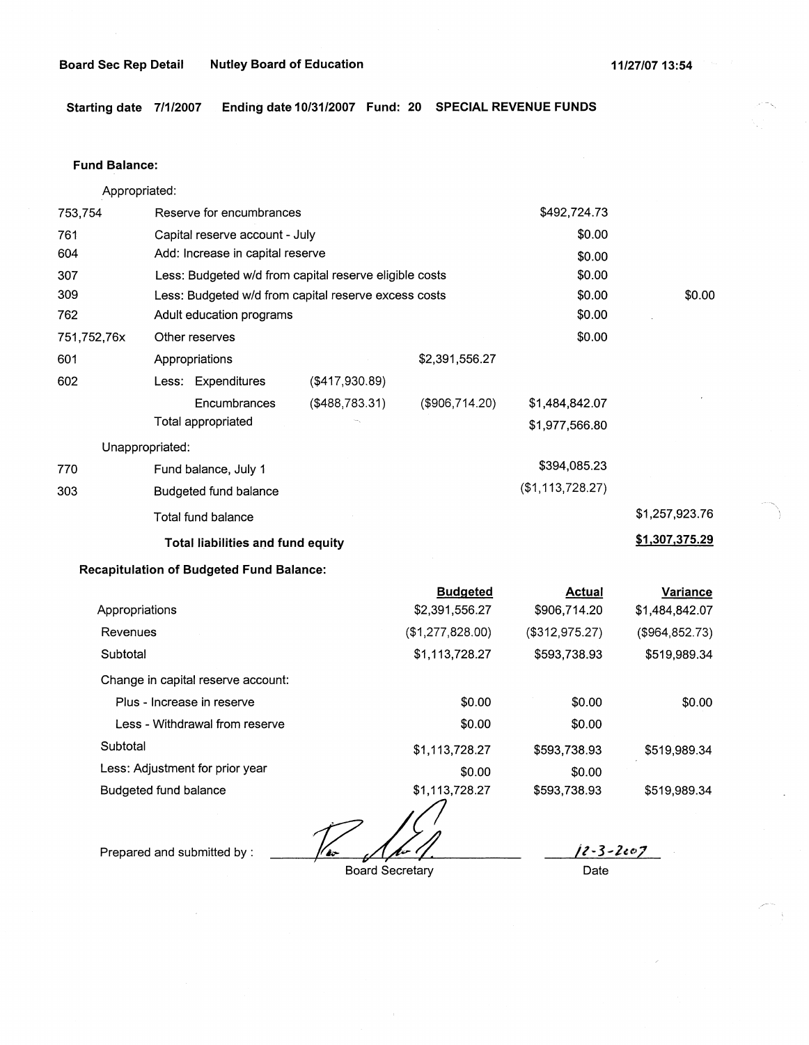**Board Sec Rep Detail** **Nutley Board of Education** **11/27/07 13:54**

**Starting date 7/1/2007 Ending date 10/31/2007 Fund: 20 SPECIAL REVENUE FUNDS**

**Fund Balance:**

| | | | | | |
|---|---|---|---|---|---|
| | Appropriated: | | | | |
| 753,754 | Reserve for encumbrances | | | $492,724.73 | |
| 761 | Capital reserve account - July | | | $0.00 | |
| 604 | Add: Increase in capital reserve | | | $0.00 | |
| 307 | Less: Budgeted w/d from capital reserve eligible costs | | | $0.00 | |
| 309 | Less: Budgeted w/d from capital reserve excess costs | | | $0.00 | $0.00 |
| 762 | Adult education programs | | | $0.00 | |
| 751,752,76x | Other reserves | | | $0.00 | |
| 601 | Appropriations | | $2,391,556.27 | | |
| 602 | Less: Expenditures | ($417,930.89) | | | |
| | Encumbrances | ($488,783.31) | ($906,714.20) | $1,484,842.07 | |
| | Total appropriated | | | $1,977,566.80 | |
| | Unappropriated: | | | | |
| 770 | Fund balance, July 1 | | | $394,085.23 | |
| 303 | Budgeted fund balance | | | ($1,113,728.27) | |
| | Total fund balance | | | | $1,257,923.76 |
| | **Total liabilities and fund equity** | | | | **$1,307,375.29** |

**Recapitulation of Budgeted Fund Balance:**

| | Budgeted | Actual | Variance |
|---|---|---|---|
| Appropriations | $2,391,556.27 | $906,714.20 | $1,484,842.07 |
| Revenues | ($1,277,828.00) | ($312,975.27) | ($964,852.73) |
| Subtotal | $1,113,728.27 | $593,738.93 | $519,989.34 |
| Change in capital reserve account: | | | |
| Plus - Increase in reserve | $0.00 | $0.00 | $0.00 |
| Less - Withdrawal from reserve | $0.00 | $0.00 | |
| Subtotal | $1,113,728.27 | $593,738.93 | $519,989.34 |
| Less: Adjustment for prior year | $0.00 | $0.00 | |
| Budgeted fund balance | $1,113,728.27 | $593,738.93 | $519,989.34 |

Prepared and submitted by : ______________________ Board Secretary

12-3-2007
Date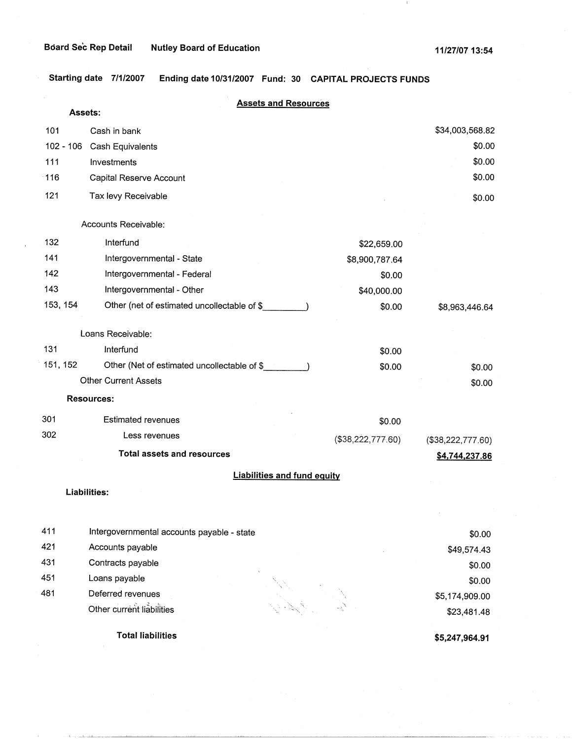Bóard Sec Rep Detail  Nutley Board of Education  11/27/07 13:54

Starting date 7/1/2007  Ending date 10/31/2007  Fund: 30  CAPITAL PROJECTS FUNDS

## Assets and Resources

**Assets:**

| Code | Description | | Amount |
|---|---|---|---|
| 101 | Cash in bank | | $34,003,568.82 |
| 102 - 106 | Cash Equivalents | | $0.00 |
| 111 | Investments | | $0.00 |
| 116 | Capital Reserve Account | | $0.00 |
| 121 | Tax levy Receivable | | $0.00 |
| | Accounts Receivable: | | |
| 132 | Interfund | $22,659.00 | |
| 141 | Intergovernmental - State | $8,900,787.64 | |
| 142 | Intergovernmental - Federal | $0.00 | |
| 143 | Intergovernmental - Other | $40,000.00 | |
| 153, 154 | Other (net of estimated uncollectable of $________) | $0.00 | $8,963,446.64 |
| | Loans Receivable: | | |
| 131 | Interfund | $0.00 | |
| 151, 152 | Other (Net of estimated uncollectable of $________) | $0.00 | $0.00 |
| | Other Current Assets | | $0.00 |
| | **Resources:** | | |
| 301 | Estimated revenues | $0.00 | |
| 302 | Less revenues | ($38,222,777.60) | ($38,222,777.60) |
| | **Total assets and resources** | | **$4,744,237.86** |

## Liabilities and fund equity

**Liabilities:**

| Code | Description | Amount |
|---|---|---|
| 411 | Intergovernmental accounts payable - state | $0.00 |
| 421 | Accounts payable | $49,574.43 |
| 431 | Contracts payable | $0.00 |
| 451 | Loans payable | $0.00 |
| 481 | Deferred revenues | $5,174,909.00 |
| | Other current liabilities | $23,481.48 |
| | **Total liabilities** | **$5,247,964.91** |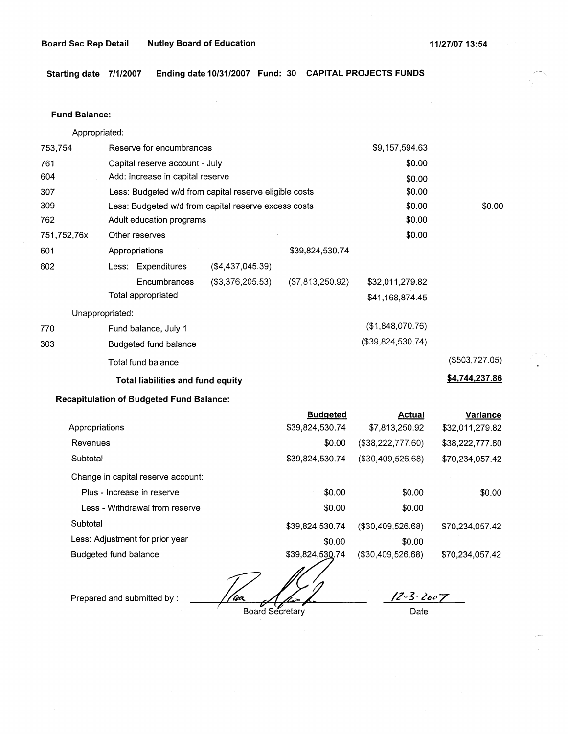**Board Sec Rep Detail** **Nutley Board of Education** **11/27/07 13:54**

**Starting date 7/1/2007 Ending date 10/31/2007 Fund: 30 CAPITAL PROJECTS FUNDS**

**Fund Balance:**

| | | | | | |
|---|---|---|---|---|---|
| Appropriated: | | | | | |
| 753,754 | Reserve for encumbrances | | | $9,157,594.63 | |
| 761 | Capital reserve account - July | | | $0.00 | |
| 604 | Add: Increase in capital reserve | | | $0.00 | |
| 307 | Less: Budgeted w/d from capital reserve eligible costs | | | $0.00 | |
| 309 | Less: Budgeted w/d from capital reserve excess costs | | | $0.00 | $0.00 |
| 762 | Adult education programs | | | $0.00 | |
| 751,752,76x | Other reserves | | | $0.00 | |
| 601 | Appropriations | | $39,824,530.74 | | |
| 602 | Less: Expenditures | ($4,437,045.39) | | | |
| | Encumbrances | ($3,376,205.53) | ($7,813,250.92) | $32,011,279.82 | |
| | Total appropriated | | | $41,168,874.45 | |
| Unappropriated: | | | | | |
| 770 | Fund balance, July 1 | | | ($1,848,070.76) | |
| 303 | Budgeted fund balance | | | ($39,824,530.74) | |
| | Total fund balance | | | | ($503,727.05) |
| | **Total liabilities and fund equity** | | | | **$4,744,237.86** |

**Recapitulation of Budgeted Fund Balance:**

| | Budgeted | Actual | Variance |
|---|---|---|---|
| Appropriations | $39,824,530.74 | $7,813,250.92 | $32,011,279.82 |
| Revenues | $0.00 | ($38,222,777.60) | $38,222,777.60 |
| Subtotal | $39,824,530.74 | ($30,409,526.68) | $70,234,057.42 |
| Change in capital reserve account: | | | |
| Plus - Increase in reserve | $0.00 | $0.00 | $0.00 |
| Less - Withdrawal from reserve | $0.00 | $0.00 | |
| Subtotal | $39,824,530.74 | ($30,409,526.68) | $70,234,057.42 |
| Less: Adjustment for prior year | $0.00 | $0.00 | |
| Budgeted fund balance | $39,824,530.74 | ($30,409,526.68) | $70,234,057.42 |

Prepared and submitted by : _______________ Board Secretary

12-3-2007
Date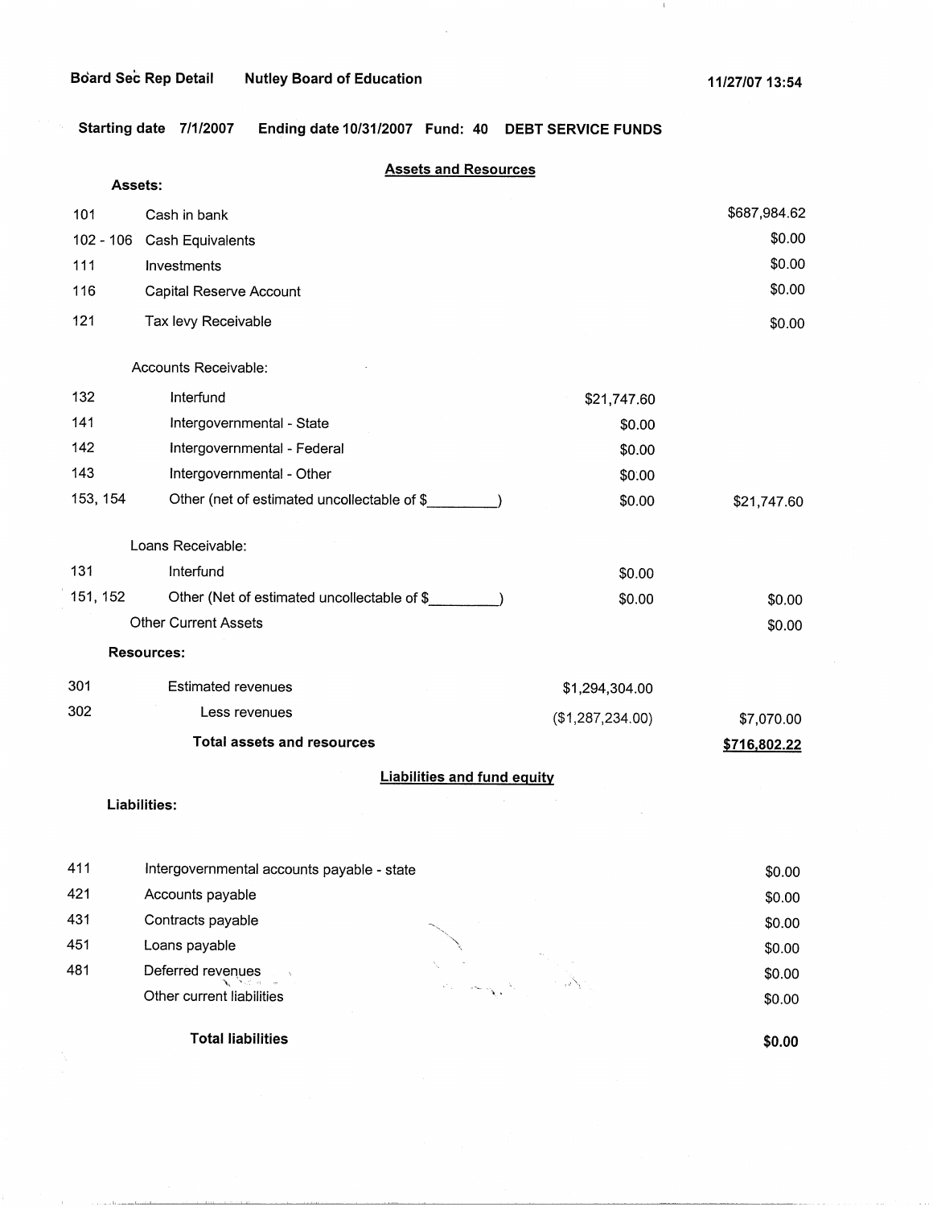Board Sec Rep Detail Nutley Board of Education 11/27/07 13:54

Starting date 7/1/2007 Ending date 10/31/2007 Fund: 40 DEBT SERVICE FUNDS

## Assets and Resources

**Assets:**

| Code | Description | | Amount |
|---|---|---|---|
| 101 | Cash in bank | | $687,984.62 |
| 102 - 106 | Cash Equivalents | | $0.00 |
| 111 | Investments | | $0.00 |
| 116 | Capital Reserve Account | | $0.00 |
| 121 | Tax levy Receivable | | $0.00 |
| | Accounts Receivable: | | |
| 132 | Interfund | $21,747.60 | |
| 141 | Intergovernmental - State | $0.00 | |
| 142 | Intergovernmental - Federal | $0.00 | |
| 143 | Intergovernmental - Other | $0.00 | |
| 153, 154 | Other (net of estimated uncollectable of $_________) | $0.00 | $21,747.60 |
| | Loans Receivable: | | |
| 131 | Interfund | $0.00 | |
| 151, 152 | Other (Net of estimated uncollectable of $_________) | $0.00 | $0.00 |
| | Other Current Assets | | $0.00 |

**Resources:**

| Code | Description | | Amount |
|---|---|---|---|
| 301 | Estimated revenues | $1,294,304.00 | |
| 302 | Less revenues | ($1,287,234.00) | $7,070.00 |
| | **Total assets and resources** | | **$716,802.22** |

## Liabilities and fund equity

**Liabilities:**

| Code | Description | Amount |
|---|---|---|
| 411 | Intergovernmental accounts payable - state | $0.00 |
| 421 | Accounts payable | $0.00 |
| 431 | Contracts payable | $0.00 |
| 451 | Loans payable | $0.00 |
| 481 | Deferred revenues | $0.00 |
| | Other current liabilities | $0.00 |
| | **Total liabilities** | **$0.00** |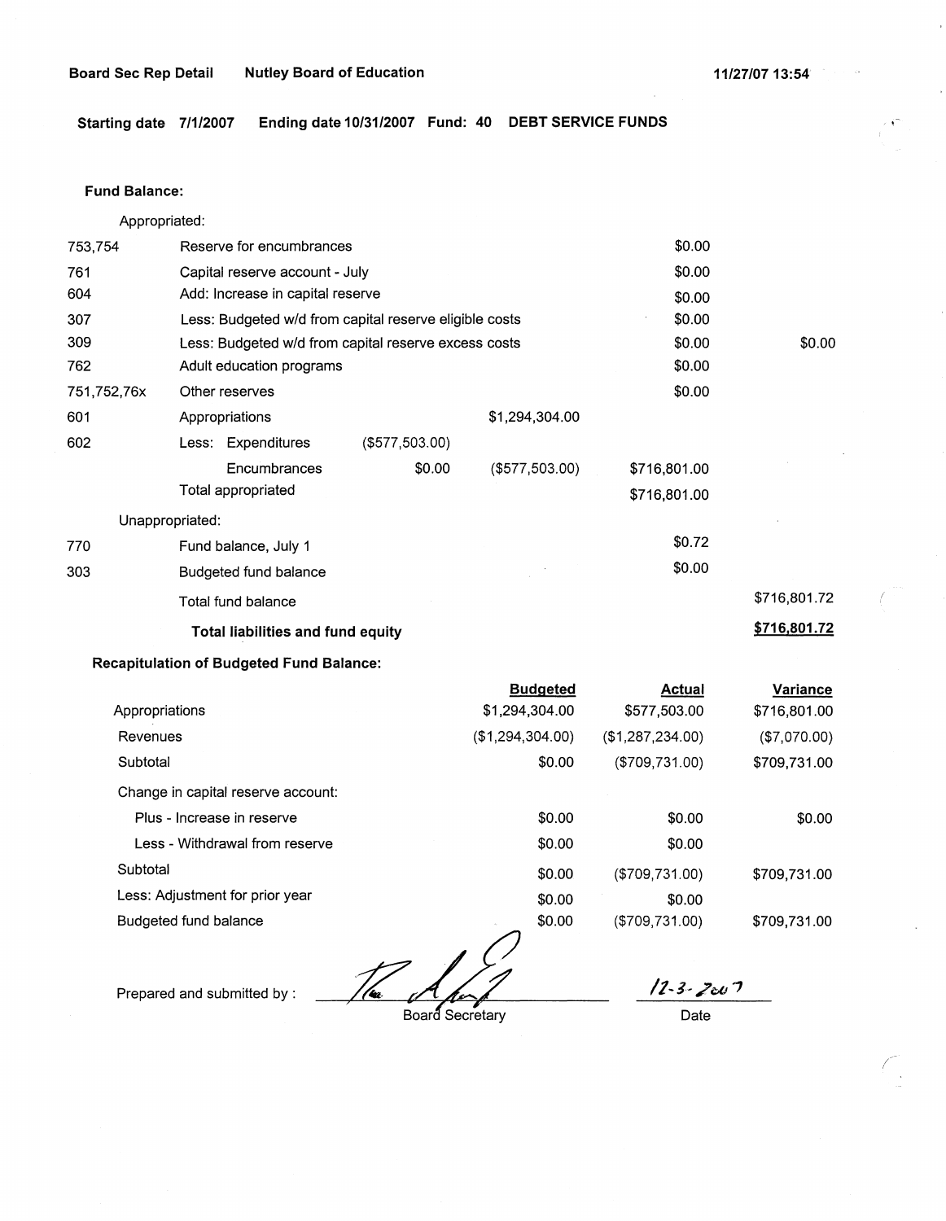Board Sec Rep Detail    Nutley Board of Education    11/27/07 13:54

**Starting date 7/1/2007   Ending date 10/31/2007   Fund: 40   DEBT SERVICE FUNDS**

**Fund Balance:**

| | | | | | |
|---|---|---|---|---|---|
| | Appropriated: | | | | |
| 753,754 | Reserve for encumbrances | | | $0.00 | |
| 761 | Capital reserve account - July | | | $0.00 | |
| 604 | Add: Increase in capital reserve | | | $0.00 | |
| 307 | Less: Budgeted w/d from capital reserve eligible costs | | | $0.00 | |
| 309 | Less: Budgeted w/d from capital reserve excess costs | | | $0.00 | $0.00 |
| 762 | Adult education programs | | | $0.00 | |
| 751,752,76x | Other reserves | | | $0.00 | |
| 601 | Appropriations | | $1,294,304.00 | | |
| 602 | Less: Expenditures | ($577,503.00) | | | |
| | Encumbrances | $0.00 | ($577,503.00) | $716,801.00 | |
| | Total appropriated | | | $716,801.00 | |
| | Unappropriated: | | | | |
| 770 | Fund balance, July 1 | | | $0.72 | |
| 303 | Budgeted fund balance | | | $0.00 | |
| | Total fund balance | | | | $716,801.72 |
| | **Total liabilities and fund equity** | | | | **$716,801.72** |

**Recapitulation of Budgeted Fund Balance:**

| | Budgeted | Actual | Variance |
|---|---|---|---|
| Appropriations | $1,294,304.00 | $577,503.00 | $716,801.00 |
| Revenues | ($1,294,304.00) | ($1,287,234.00) | ($7,070.00) |
| Subtotal | $0.00 | ($709,731.00) | $709,731.00 |
| Change in capital reserve account: | | | |
| Plus - Increase in reserve | $0.00 | $0.00 | $0.00 |
| Less - Withdrawal from reserve | $0.00 | $0.00 | |
| Subtotal | $0.00 | ($709,731.00) | $709,731.00 |
| Less: Adjustment for prior year | $0.00 | $0.00 | |
| Budgeted fund balance | $0.00 | ($709,731.00) | $709,731.00 |

Prepared and submitted by : ______________________ Board Secretary    12-3-2007 Date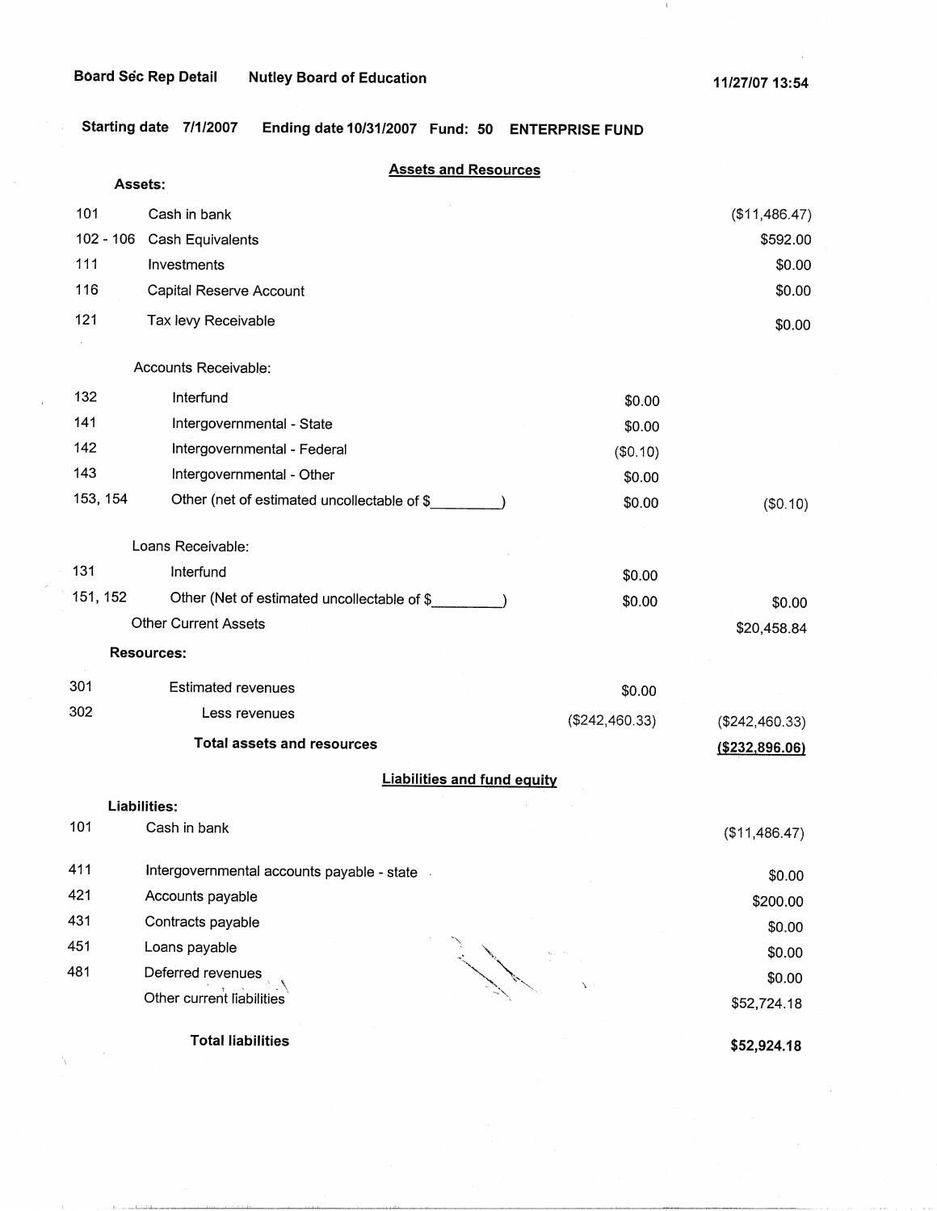**Board Sec Rep Detail** **Nutley Board of Education** **11/27/07 13:54**

**Starting date 7/1/2007** **Ending date 10/31/2007** **Fund: 50** **ENTERPRISE FUND**

## Assets and Resources

| | | | |
|---|---|---|---|
| **Assets:** | | | |
| 101 | Cash in bank | | ($11,486.47) |
| 102 - 106 | Cash Equivalents | | $592.00 |
| 111 | Investments | | $0.00 |
| 116 | Capital Reserve Account | | $0.00 |
| 121 | Tax levy Receivable | | $0.00 |
| | Accounts Receivable: | | |
| 132 | Interfund | $0.00 | |
| 141 | Intergovernmental - State | $0.00 | |
| 142 | Intergovernmental - Federal | ($0.10) | |
| 143 | Intergovernmental - Other | $0.00 | |
| 153, 154 | Other (net of estimated uncollectable of $________) | $0.00 | ($0.10) |
| | Loans Receivable: | | |
| 131 | Interfund | $0.00 | |
| 151, 152 | Other (Net of estimated uncollectable of $________) | $0.00 | $0.00 |
| | Other Current Assets | | $20,458.84 |
| **Resources:** | | | |
| 301 | Estimated revenues | $0.00 | |
| 302 | Less revenues | ($242,460.33) | ($242,460.33) |
| | **Total assets and resources** | | **($232,896.06)** |

## Liabilities and fund equity

| | | |
|---|---|---|
| **Liabilities:** | | |
| 101 | Cash in bank | ($11,486.47) |
| 411 | Intergovernmental accounts payable - state | $0.00 |
| 421 | Accounts payable | $200.00 |
| 431 | Contracts payable | $0.00 |
| 451 | Loans payable | $0.00 |
| 481 | Deferred revenues | $0.00 |
| | Other current liabilities | $52,724.18 |
| | **Total liabilities** | **$52,924.18** |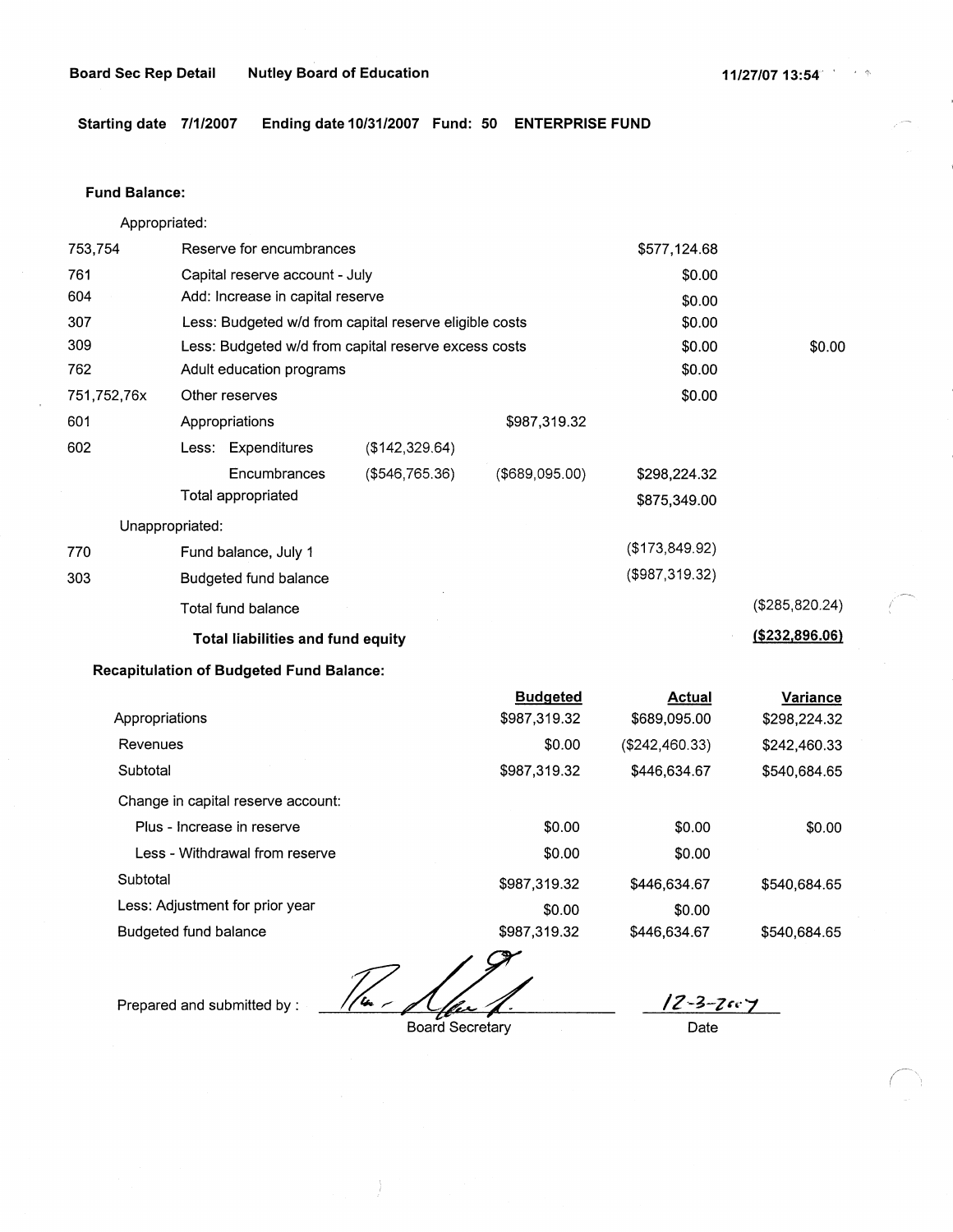Board Sec Rep Detail    Nutley Board of Education    11/27/07 13:54

**Starting date 7/1/2007    Ending date 10/31/2007    Fund: 50    ENTERPRISE FUND**

**Fund Balance:**

| | | | | | |
|---|---|---|---|---|---|
| | Appropriated: | | | | |
| 753,754 | Reserve for encumbrances | | | $577,124.68 | |
| 761 | Capital reserve account - July | | | $0.00 | |
| 604 | Add: Increase in capital reserve | | | $0.00 | |
| 307 | Less: Budgeted w/d from capital reserve eligible costs | | | $0.00 | |
| 309 | Less: Budgeted w/d from capital reserve excess costs | | | $0.00 | $0.00 |
| 762 | Adult education programs | | | $0.00 | |
| 751,752,76x | Other reserves | | | $0.00 | |
| 601 | Appropriations | | $987,319.32 | | |
| 602 | Less: Expenditures | ($142,329.64) | | | |
| | Encumbrances | ($546,765.36) | ($689,095.00) | $298,224.32 | |
| | Total appropriated | | | $875,349.00 | |
| | Unappropriated: | | | | |
| 770 | Fund balance, July 1 | | | ($173,849.92) | |
| 303 | Budgeted fund balance | | | ($987,319.32) | |
| | Total fund balance | | | | ($285,820.24) |
| | **Total liabilities and fund equity** | | | | **($232,896.06)** |

**Recapitulation of Budgeted Fund Balance:**

| | Budgeted | Actual | Variance |
|---|---|---|---|
| Appropriations | $987,319.32 | $689,095.00 | $298,224.32 |
| Revenues | $0.00 | ($242,460.33) | $242,460.33 |
| Subtotal | $987,319.32 | $446,634.67 | $540,684.65 |
| Change in capital reserve account: | | | |
| Plus - Increase in reserve | $0.00 | $0.00 | $0.00 |
| Less - Withdrawal from reserve | $0.00 | $0.00 | |
| Subtotal | $987,319.32 | $446,634.67 | $540,684.65 |
| Less: Adjustment for prior year | $0.00 | $0.00 | |
| Budgeted fund balance | $987,319.32 | $446,634.67 | $540,684.65 |

Prepared and submitted by : ______________________ Board Secretary    12-3-2007 Date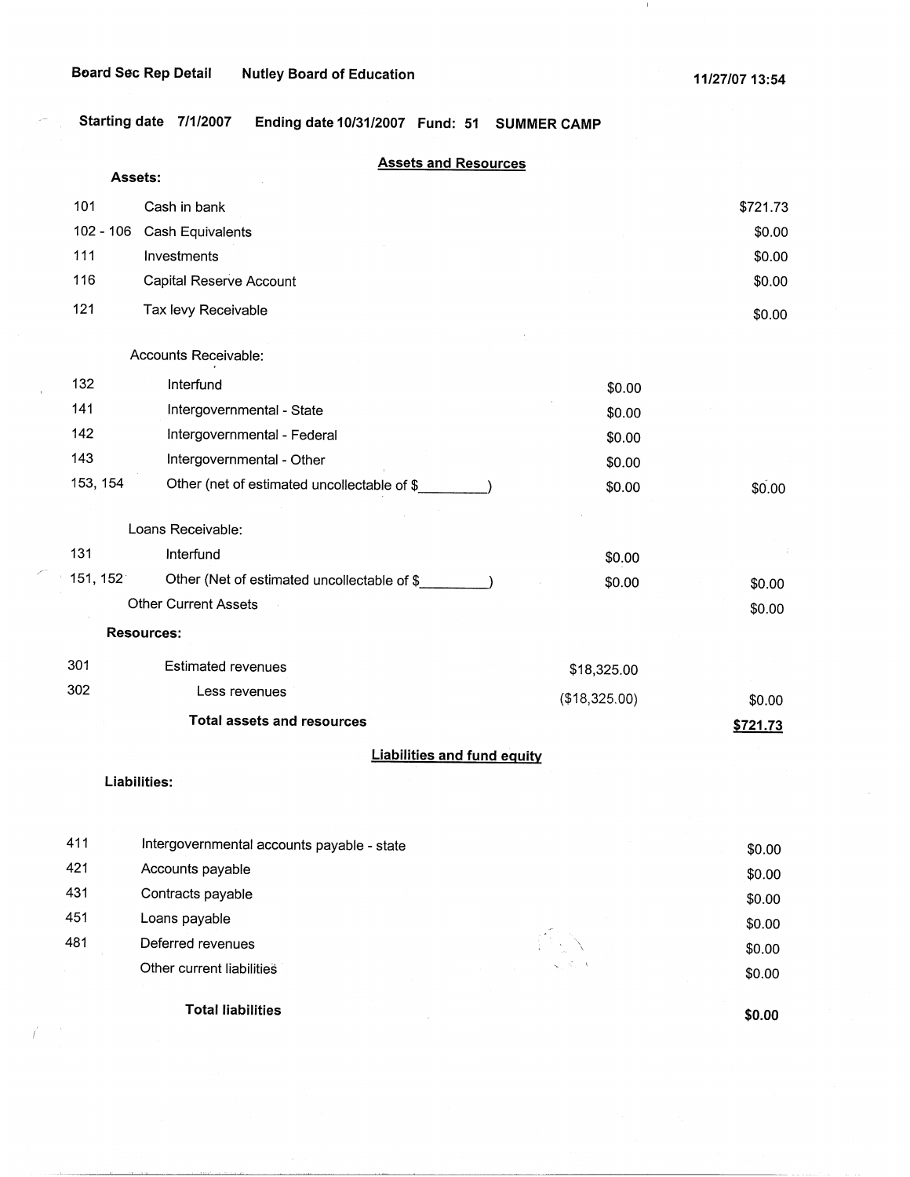**Board Sec Rep Detail** **Nutley Board of Education** **11/27/07 13:54**

**Starting date 7/1/2007** **Ending date 10/31/2007** **Fund: 51** **SUMMER CAMP**

## Assets and Resources

**Assets:**

| Code | Description | | |
|---|---|---|---|
| 101 | Cash in bank | | $721.73 |
| 102 - 106 | Cash Equivalents | | $0.00 |
| 111 | Investments | | $0.00 |
| 116 | Capital Reserve Account | | $0.00 |
| 121 | Tax levy Receivable | | $0.00 |
| | Accounts Receivable: | | |
| 132 | Interfund | $0.00 | |
| 141 | Intergovernmental - State | $0.00 | |
| 142 | Intergovernmental - Federal | $0.00 | |
| 143 | Intergovernmental - Other | $0.00 | |
| 153, 154 | Other (net of estimated uncollectable of $_________) | $0.00 | $0.00 |
| | Loans Receivable: | | |
| 131 | Interfund | $0.00 | |
| 151, 152 | Other (Net of estimated uncollectable of $_________) | $0.00 | $0.00 |
| | Other Current Assets | | $0.00 |
| | **Resources:** | | |
| 301 | Estimated revenues | $18,325.00 | |
| 302 | Less revenues | ($18,325.00) | $0.00 |
| | **Total assets and resources** | | **$721.73** |

## Liabilities and fund equity

**Liabilities:**

| Code | Description | |
|---|---|---|
| 411 | Intergovernmental accounts payable - state | $0.00 |
| 421 | Accounts payable | $0.00 |
| 431 | Contracts payable | $0.00 |
| 451 | Loans payable | $0.00 |
| 481 | Deferred revenues | $0.00 |
| | Other current liabilities | $0.00 |
| | **Total liabilities** | **$0.00** |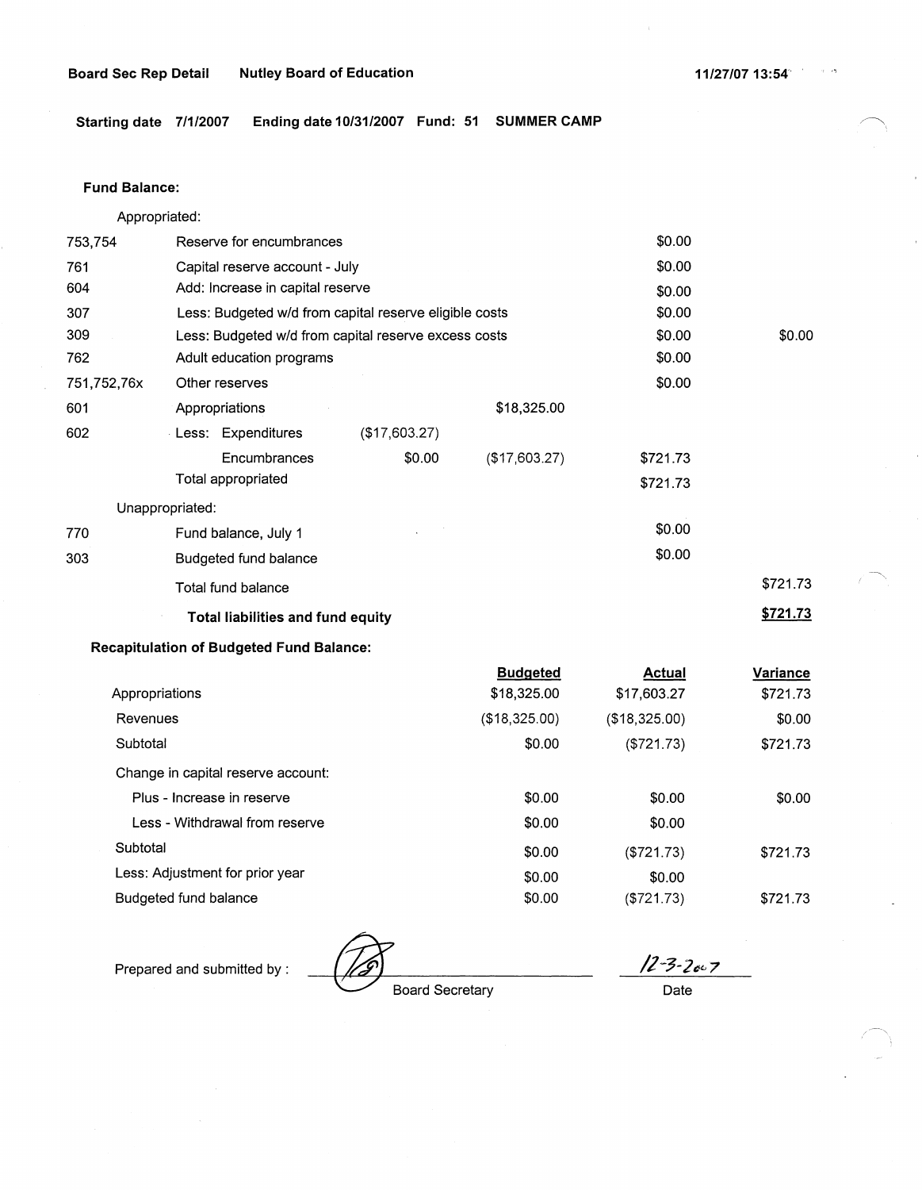**Board Sec Rep Detail** **Nutley Board of Education** **11/27/07 13:54**

**Starting date 7/1/2007 Ending date 10/31/2007 Fund: 51 SUMMER CAMP**

**Fund Balance:**

| | | | | | |
|---|---|---|---|---|---|
| | Appropriated: | | | | |
| 753,754 | Reserve for encumbrances | | | $0.00 | |
| 761 | Capital reserve account - July | | | $0.00 | |
| 604 | Add: Increase in capital reserve | | | $0.00 | |
| 307 | Less: Budgeted w/d from capital reserve eligible costs | | | $0.00 | |
| 309 | Less: Budgeted w/d from capital reserve excess costs | | | $0.00 | $0.00 |
| 762 | Adult education programs | | | $0.00 | |
| 751,752,76x | Other reserves | | | $0.00 | |
| 601 | Appropriations | | $18,325.00 | | |
| 602 | Less: Expenditures | ($17,603.27) | | | |
| | Encumbrances | $0.00 | ($17,603.27) | $721.73 | |
| | Total appropriated | | | $721.73 | |
| | Unappropriated: | | | | |
| 770 | Fund balance, July 1 | | | $0.00 | |
| 303 | Budgeted fund balance | | | $0.00 | |
| | Total fund balance | | | | $721.73 |
| | **Total liabilities and fund equity** | | | | **$721.73** |

**Recapitulation of Budgeted Fund Balance:**

| | Budgeted | Actual | Variance |
|---|---|---|---|
| Appropriations | $18,325.00 | $17,603.27 | $721.73 |
| Revenues | ($18,325.00) | ($18,325.00) | $0.00 |
| Subtotal | $0.00 | ($721.73) | $721.73 |
| Change in capital reserve account: | | | |
| Plus - Increase in reserve | $0.00 | $0.00 | $0.00 |
| Less - Withdrawal from reserve | $0.00 | $0.00 | |
| Subtotal | $0.00 | ($721.73) | $721.73 |
| Less: Adjustment for prior year | $0.00 | $0.00 | |
| Budgeted fund balance | $0.00 | ($721.73) | $721.73 |

Prepared and submitted by : ____________________ Board Secretary

12-3-2007
Date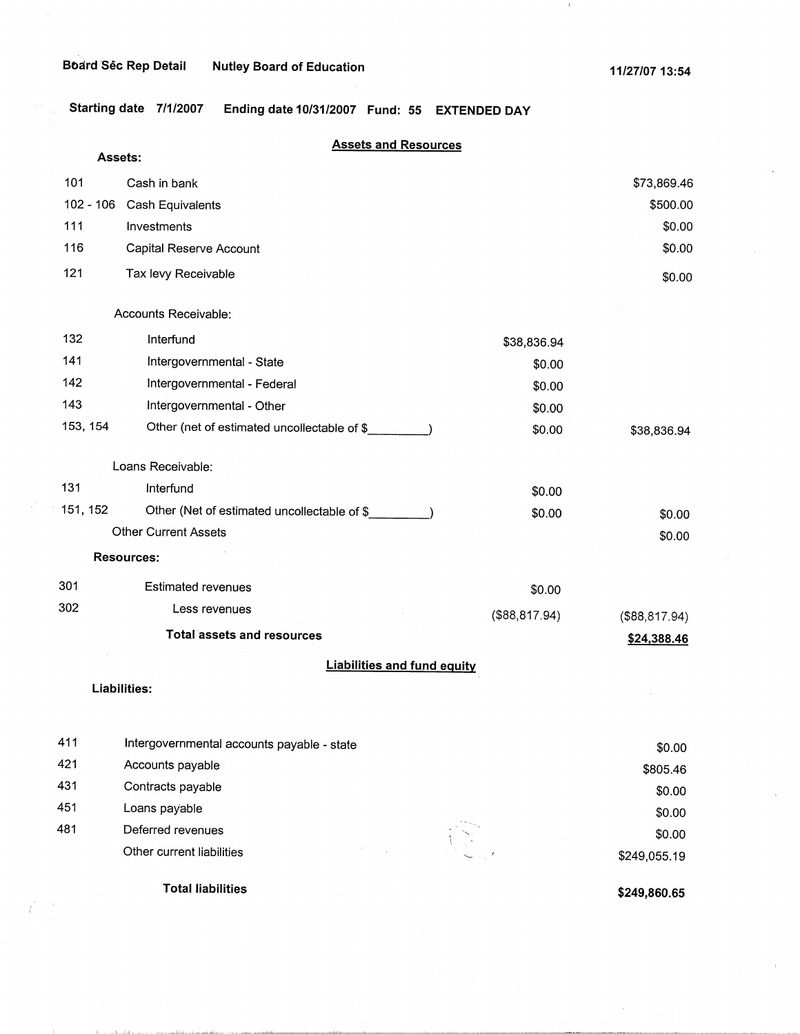Board Sec Rep Detail    Nutley Board of Education    11/27/07 13:54

Starting date 7/1/2007    Ending date 10/31/2007    Fund: 55    EXTENDED DAY

## Assets and Resources

**Assets:**

| | | | |
|---|---|---|---|
| 101 | Cash in bank | | $73,869.46 |
| 102 - 106 | Cash Equivalents | | $500.00 |
| 111 | Investments | | $0.00 |
| 116 | Capital Reserve Account | | $0.00 |
| 121 | Tax levy Receivable | | $0.00 |
| | Accounts Receivable: | | |
| 132 | Interfund | $38,836.94 | |
| 141 | Intergovernmental - State | $0.00 | |
| 142 | Intergovernmental - Federal | $0.00 | |
| 143 | Intergovernmental - Other | $0.00 | |
| 153, 154 | Other (net of estimated uncollectable of $_________) | $0.00 | $38,836.94 |
| | Loans Receivable: | | |
| 131 | Interfund | $0.00 | |
| 151, 152 | Other (Net of estimated uncollectable of $_________) | $0.00 | $0.00 |
| | Other Current Assets | | $0.00 |
| | **Resources:** | | |
| 301 | Estimated revenues | $0.00 | |
| 302 | Less revenues | ($88,817.94) | ($88,817.94) |
| | **Total assets and resources** | | **$24,388.46** |

## Liabilities and fund equity

**Liabilities:**

| | | |
|---|---|---|
| 411 | Intergovernmental accounts payable - state | $0.00 |
| 421 | Accounts payable | $805.46 |
| 431 | Contracts payable | $0.00 |
| 451 | Loans payable | $0.00 |
| 481 | Deferred revenues | $0.00 |
| | Other current liabilities | $249,055.19 |
| | **Total liabilities** | **$249,860.65** |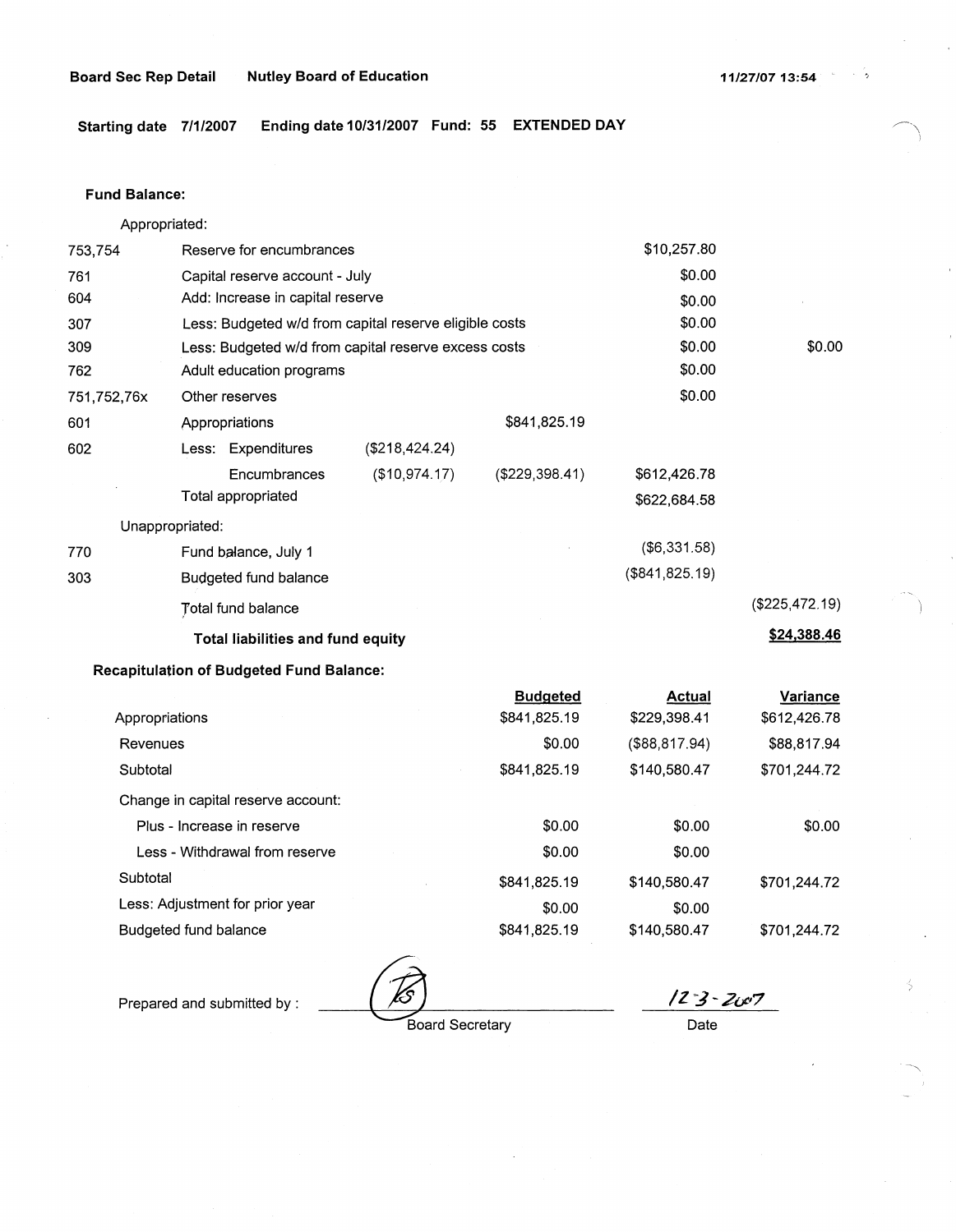Board Sec Rep Detail    Nutley Board of Education    11/27/07 13:54

Starting date 7/1/2007    Ending date 10/31/2007    Fund: 55    EXTENDED DAY

**Fund Balance:**

Appropriated:

| | | | | | |
|---|---|---|---|---|---|
| 753,754 | Reserve for encumbrances | | | $10,257.80 | |
| 761 | Capital reserve account - July | | | $0.00 | |
| 604 | Add: Increase in capital reserve | | | $0.00 | |
| 307 | Less: Budgeted w/d from capital reserve eligible costs | | | $0.00 | |
| 309 | Less: Budgeted w/d from capital reserve excess costs | | | $0.00 | $0.00 |
| 762 | Adult education programs | | | $0.00 | |
| 751,752,76x | Other reserves | | | $0.00 | |
| 601 | Appropriations | | $841,825.19 | | |
| 602 | Less: Expenditures | ($218,424.24) | | | |
| | Encumbrances | ($10,974.17) | ($229,398.41) | $612,426.78 | |
| | Total appropriated | | | $622,684.58 | |

Unappropriated:

| | | | |
|---|---|---|---|
| 770 | Fund balance, July 1 | ($6,331.58) | |
| 303 | Budgeted fund balance | ($841,825.19) | |
| | Total fund balance | | ($225,472.19) |
| | **Total liabilities and fund equity** | | **$24,388.46** |

**Recapitulation of Budgeted Fund Balance:**

| | Budgeted | Actual | Variance |
|---|---|---|---|
| Appropriations | $841,825.19 | $229,398.41 | $612,426.78 |
| Revenues | $0.00 | ($88,817.94) | $88,817.94 |
| Subtotal | $841,825.19 | $140,580.47 | $701,244.72 |
| Change in capital reserve account: | | | |
| Plus - Increase in reserve | $0.00 | $0.00 | $0.00 |
| Less - Withdrawal from reserve | $0.00 | $0.00 | |
| Subtotal | $841,825.19 | $140,580.47 | $701,244.72 |
| Less: Adjustment for prior year | $0.00 | $0.00 | |
| Budgeted fund balance | $841,825.19 | $140,580.47 | $701,244.72 |

Prepared and submitted by : ______________ Board Secretary    12-3-2007 Date